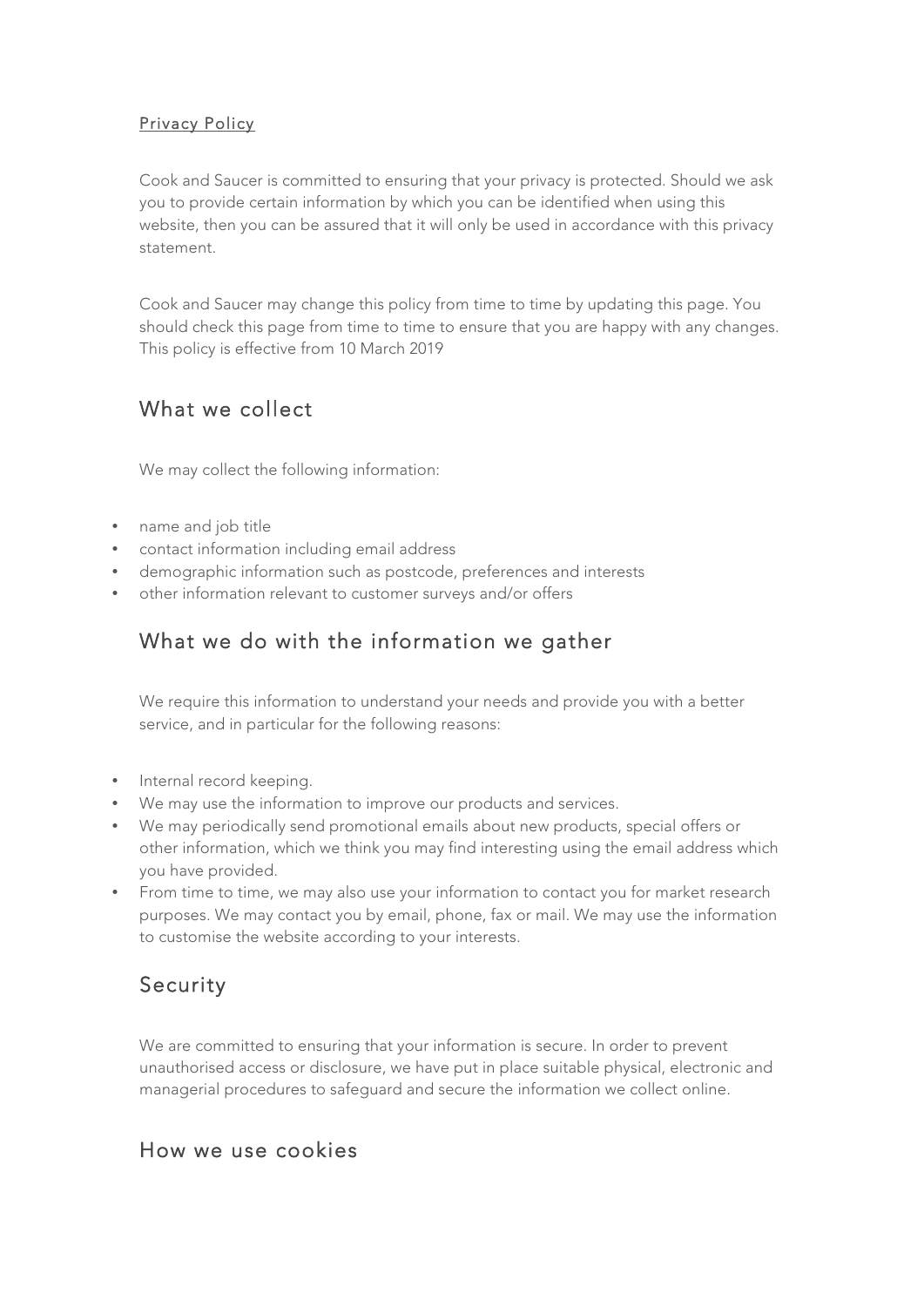Privacy Policy

Cook and Saucer is committed to ensuring that your privacy is protected. Should we ask you to provide certain information by which you can be identified when using this website, then you can be assured that it will only be used in accordance with this privacy statement.

Cook and Saucer may change this policy from time to time by updating this page. You should check this page from time to time to ensure that you are happy with any changes. This policy is effective from 10 March 2019

## What we collect

We may collect the following information:

- name and job title
- contact information including email address
- demographic information such as postcode, preferences and interests
- other information relevant to customer surveys and/or offers

## What we do with the information we gather

We require this information to understand your needs and provide you with a better service, and in particular for the following reasons:

- Internal record keeping.
- We may use the information to improve our products and services.
- We may periodically send promotional emails about new products, special offers or other information, which we think you may find interesting using the email address which you have provided.
- From time to time, we may also use your information to contact you for market research purposes. We may contact you by email, phone, fax or mail. We may use the information to customise the website according to your interests.

## Security

We are committed to ensuring that your information is secure. In order to prevent unauthorised access or disclosure, we have put in place suitable physical, electronic and managerial procedures to safeguard and secure the information we collect online.

## How we use cookies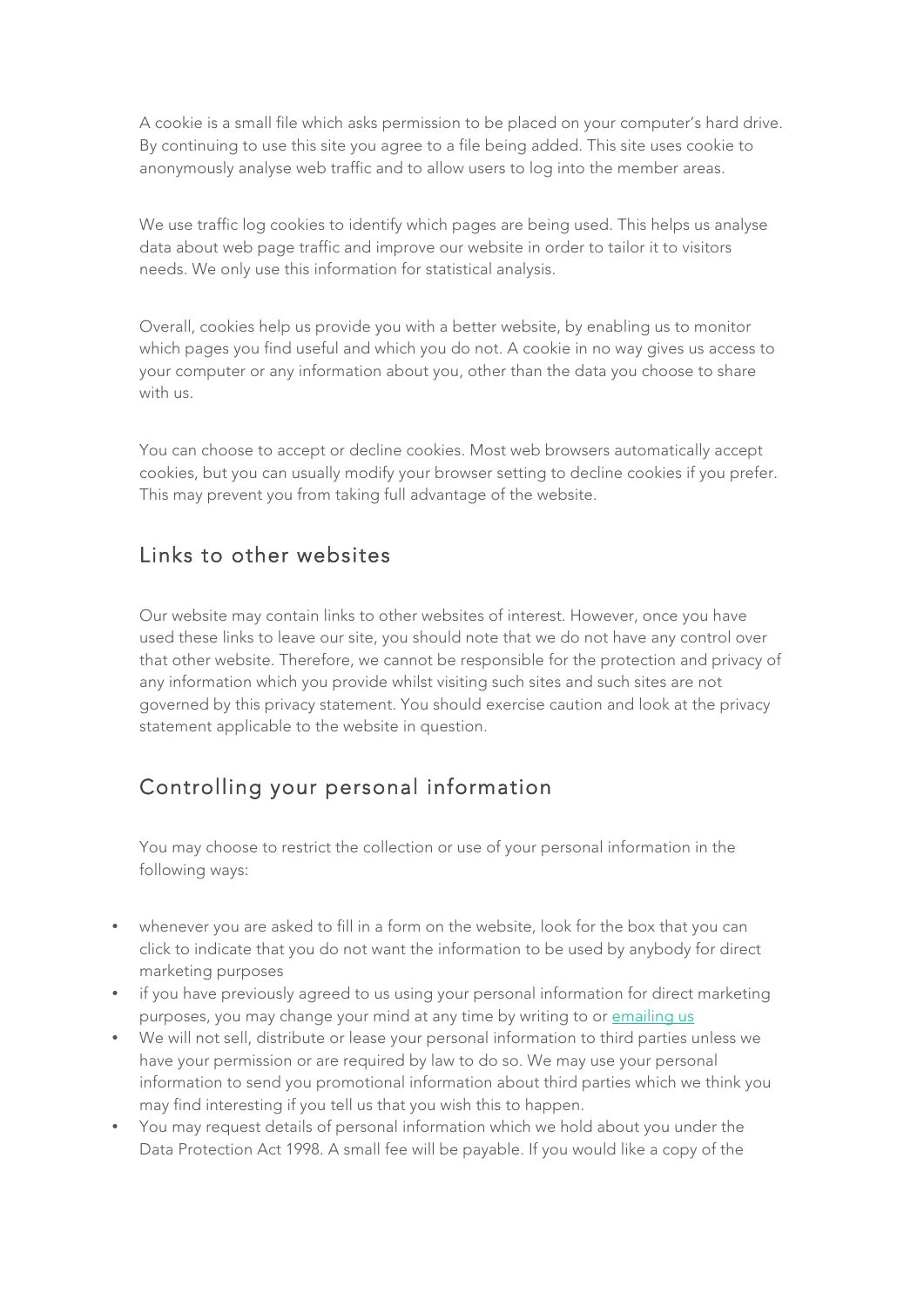A cookie is a small file which asks permission to be placed on your computer's hard drive. By continuing to use this site you agree to a file being added. This site uses cookie to anonymously analyse web traffic and to allow users to log into the member areas.

We use traffic log cookies to identify which pages are being used. This helps us analyse data about web page traffic and improve our website in order to tailor it to visitors needs. We only use this information for statistical analysis.

Overall, cookies help us provide you with a better website, by enabling us to monitor which pages you find useful and which you do not. A cookie in no way gives us access to your computer or any information about you, other than the data you choose to share with us.

You can choose to accept or decline cookies. Most web browsers automatically accept cookies, but you can usually modify your browser setting to decline cookies if you prefer. This may prevent you from taking full advantage of the website.

## Links to other websites

Our website may contain links to other websites of interest. However, once you have used these links to leave our site, you should note that we do not have any control over that other website. Therefore, we cannot be responsible for the protection and privacy of any information which you provide whilst visiting such sites and such sites are not governed by this privacy statement. You should exercise caution and look at the privacy statement applicable to the website in question.

## Controlling your personal information

You may choose to restrict the collection or use of your personal information in the following ways:

- whenever you are asked to fill in a form on the website, look for the box that you can click to indicate that you do not want the information to be used by anybody for direct marketing purposes
- if you have previously agreed to us using your personal information for direct marketing purposes, you may change your mind at any time by writing to or emailing us
- We will not sell, distribute or lease your personal information to third parties unless we have your permission or are required by law to do so. We may use your personal information to send you promotional information about third parties which we think you may find interesting if you tell us that you wish this to happen.
- You may request details of personal information which we hold about you under the Data Protection Act 1998. A small fee will be payable. If you would like a copy of the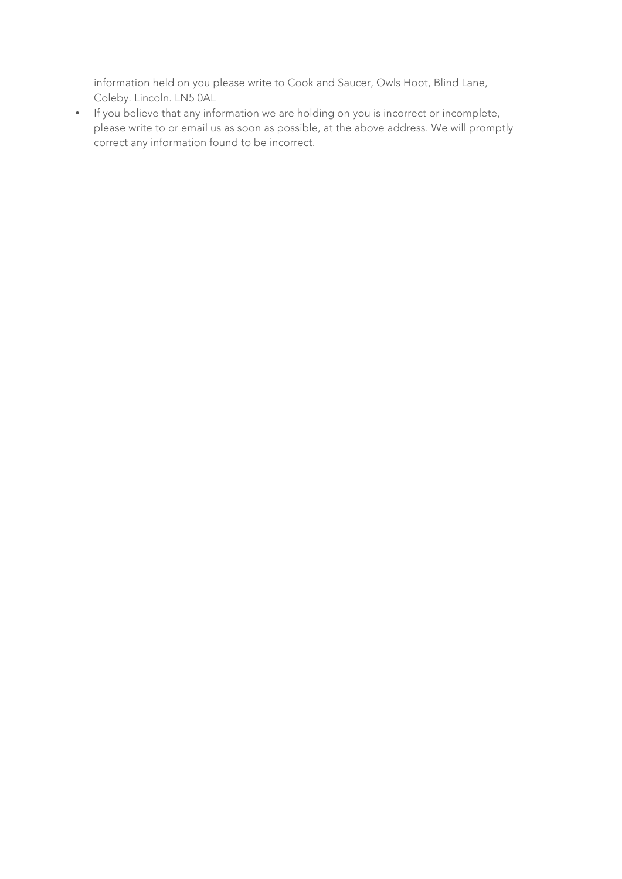information held on you please write to Cook and Saucer, Owls Hoot, Blind Lane, Coleby. Lincoln. LN5 0AL

- If you believe that any information we are holding on you is incorrect or incomplete, please write to or email us as soon as possible, at the above address. We will promptly correct any information found to be incorrect.